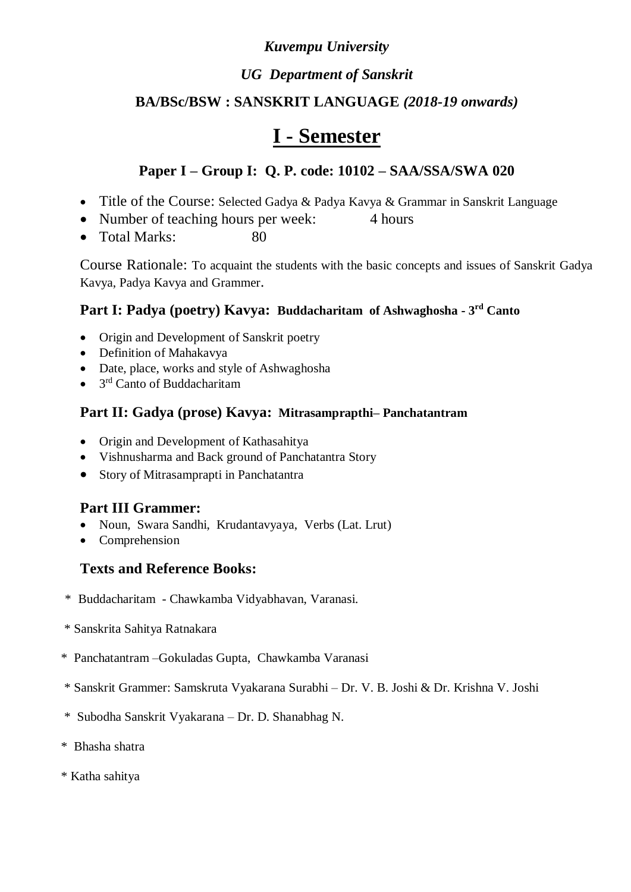*Kuvempu University*

*UG Department of Sanskrit*

**BA/BSc/BSW : SANSKRIT LANGUAGE *(2018-19 onwards)***

# I - Semester

### Paper I – Group I: Q. P. code: 10102 – SAA/SSA/SWA 020

- Title of the Course: Selected Gadya & Padya Kavya & Grammar in Sanskrit Language
- Number of teaching hours per week: 4 hours
- Total Marks: 80

Course Rationale: To acquaint the students with the basic concepts and issues of Sanskrit Gadya Kavya, Padya Kavya and Grammer.

### Part I: Padya (poetry) Kavya: Buddacharitam of Ashwaghosha - 3rd Canto

- Origin and Development of Sanskrit poetry
- Definition of Mahakavya
- Date, place, works and style of Ashwaghosha
- 3rd Canto of Buddacharitam

### Part II: Gadya (prose) Kavya: Mitrasamprapthi– Panchatantram

- Origin and Development of Kathasahitya
- Vishnusharma and Back ground of Panchatantra Story
- Story of Mitrasamprapti in Panchatantra

### Part III Grammer:

- Noun, Swara Sandhi, Krudantavyaya, Verbs (Lat. Lrut)
- Comprehension

### Texts and Reference Books:

\* Buddacharitam - Chawkamba Vidyabhavan, Varanasi.

\* Sanskrita Sahitya Ratnakara

\* Panchatantram –Gokuladas Gupta, Chawkamba Varanasi

\* Sanskrit Grammer: Samskruta Vyakarana Surabhi – Dr. V. B. Joshi & Dr. Krishna V. Joshi

\* Subodha Sanskrit Vyakarana – Dr. D. Shanabhag N.

\* Bhasha shatra

\* Katha sahitya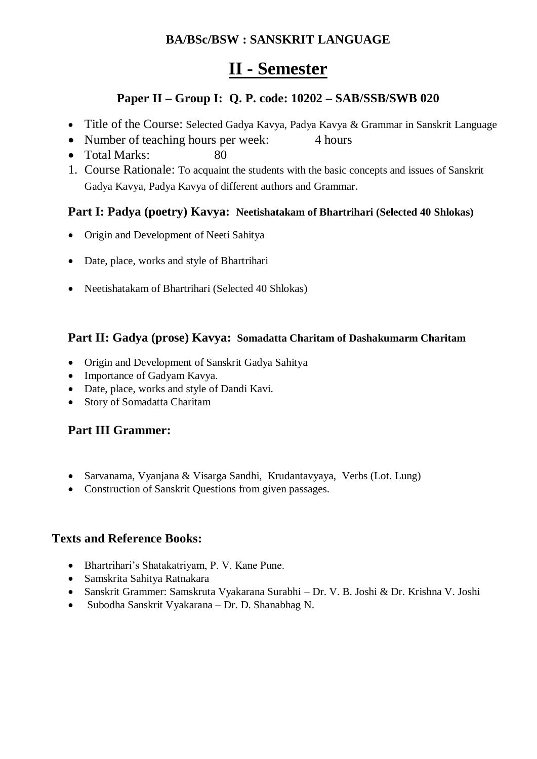**BA/BSc/BSW : SANSKRIT LANGUAGE**

# II - Semester

## Paper II – Group I: Q. P. code: 10202 – SAB/SSB/SWB 020

- Title of the Course: Selected Gadya Kavya, Padya Kavya & Grammar in Sanskrit Language
- Number of teaching hours per week: 4 hours
- Total Marks: 80

1. Course Rationale: To acquaint the students with the basic concepts and issues of Sanskrit Gadya Kavya, Padya Kavya of different authors and Grammar.

### Part I: Padya (poetry) Kavya: Neetishatakam of Bhartrihari (Selected 40 Shlokas)

- Origin and Development of Neeti Sahitya
- Date, place, works and style of Bhartrihari
- Neetishatakam of Bhartrihari (Selected 40 Shlokas)

### Part II: Gadya (prose) Kavya: Somadatta Charitam of Dashakumarm Charitam

- Origin and Development of Sanskrit Gadya Sahitya
- Importance of Gadyam Kavya.
- Date, place, works and style of Dandi Kavi.
- Story of Somadatta Charitam

### Part III Grammer:

- Sarvanama, Vyanjana & Visarga Sandhi, Krudantavyaya, Verbs (Lot. Lung)
- Construction of Sanskrit Questions from given passages.

### Texts and Reference Books:

- Bhartrihari's Shatakatriyam, P. V. Kane Pune.
- Samskrita Sahitya Ratnakara
- Sanskrit Grammer: Samskruta Vyakarana Surabhi – Dr. V. B. Joshi & Dr. Krishna V. Joshi
- Subodha Sanskrit Vyakarana – Dr. D. Shanabhag N.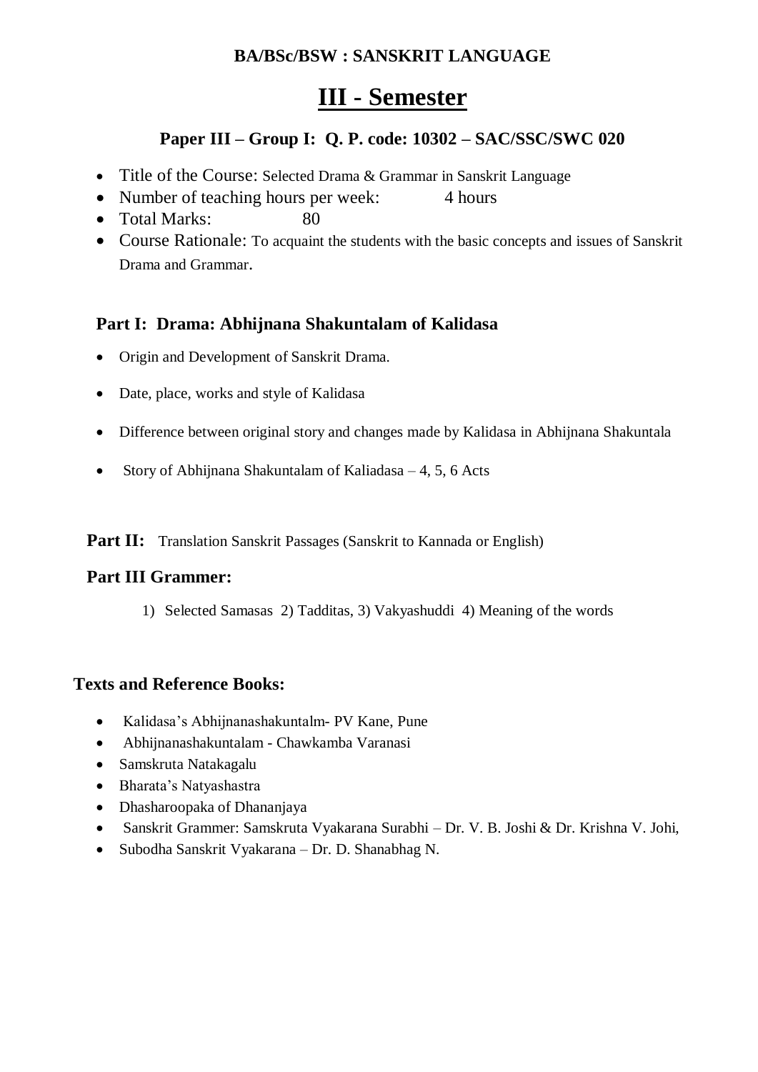**BA/BSc/BSW : SANSKRIT LANGUAGE**

# III - Semester

## Paper III – Group I: Q. P. code: 10302 – SAC/SSC/SWC 020

- Title of the Course: Selected Drama & Grammar in Sanskrit Language
- Number of teaching hours per week: 4 hours
- Total Marks: 80
- Course Rationale: To acquaint the students with the basic concepts and issues of Sanskrit Drama and Grammar.

### Part I: Drama: Abhijnana Shakuntalam of Kalidasa

- Origin and Development of Sanskrit Drama.
- Date, place, works and style of Kalidasa
- Difference between original story and changes made by Kalidasa in Abhijnana Shakuntala
- Story of Abhijnana Shakuntalam of Kaliadasa – 4, 5, 6 Acts

**Part II:** Translation Sanskrit Passages (Sanskrit to Kannada or English)

### Part III Grammer:

1) Selected Samasas 2) Tadditas, 3) Vakyashuddi 4) Meaning of the words

### Texts and Reference Books:

- Kalidasa's Abhijnanashakuntalm- PV Kane, Pune
- Abhijnanashakuntalam - Chawkamba Varanasi
- Samskruta Natakagalu
- Bharata's Natyashastra
- Dhasharoopaka of Dhananjaya
- Sanskrit Grammer: Samskruta Vyakarana Surabhi – Dr. V. B. Joshi & Dr. Krishna V. Johi,
- Subodha Sanskrit Vyakarana – Dr. D. Shanabhag N.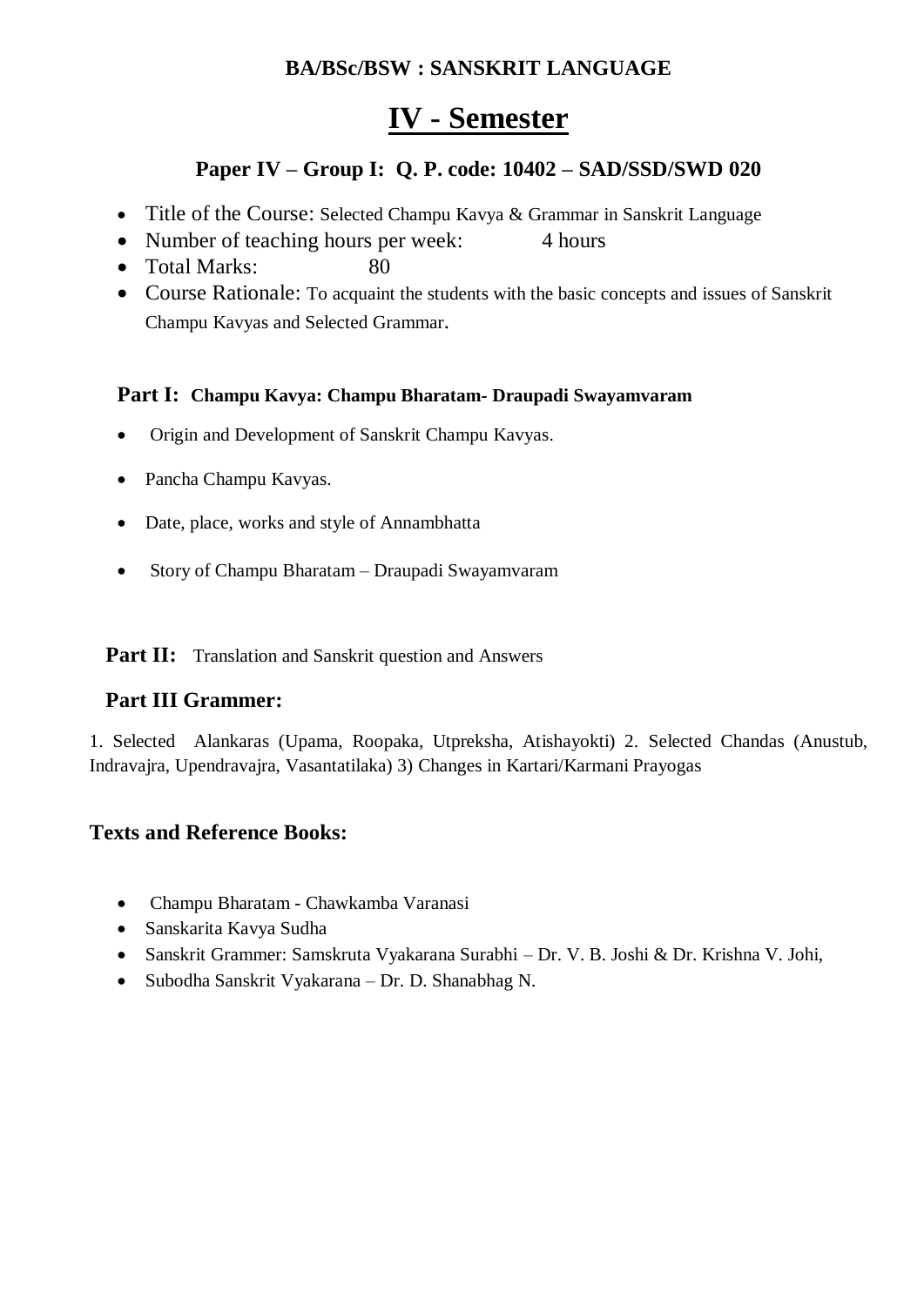**BA/BSc/BSW : SANSKRIT LANGUAGE**

# IV - Semester

## Paper IV – Group I: Q. P. code: 10402 – SAD/SSD/SWD 020

- Title of the Course: Selected Champu Kavya & Grammar in Sanskrit Language
- Number of teaching hours per week: 4 hours
- Total Marks: 80
- Course Rationale: To acquaint the students with the basic concepts and issues of Sanskrit Champu Kavyas and Selected Grammar.

### Part I: Champu Kavya: Champu Bharatam- Draupadi Swayamvaram

- Origin and Development of Sanskrit Champu Kavyas.
- Pancha Champu Kavyas.
- Date, place, works and style of Annambhatta
- Story of Champu Bharatam – Draupadi Swayamvaram

**Part II:** Translation and Sanskrit question and Answers

### Part III Grammer:

1. Selected Alankaras (Upama, Roopaka, Utpreksha, Atishayokti) 2. Selected Chandas (Anustub, Indravajra, Upendravajra, Vasantatilaka) 3) Changes in Kartari/Karmani Prayogas

### Texts and Reference Books:

- Champu Bharatam - Chawkamba Varanasi
- Sanskarita Kavya Sudha
- Sanskrit Grammer: Samskruta Vyakarana Surabhi – Dr. V. B. Joshi & Dr. Krishna V. Johi,
- Subodha Sanskrit Vyakarana – Dr. D. Shanabhag N.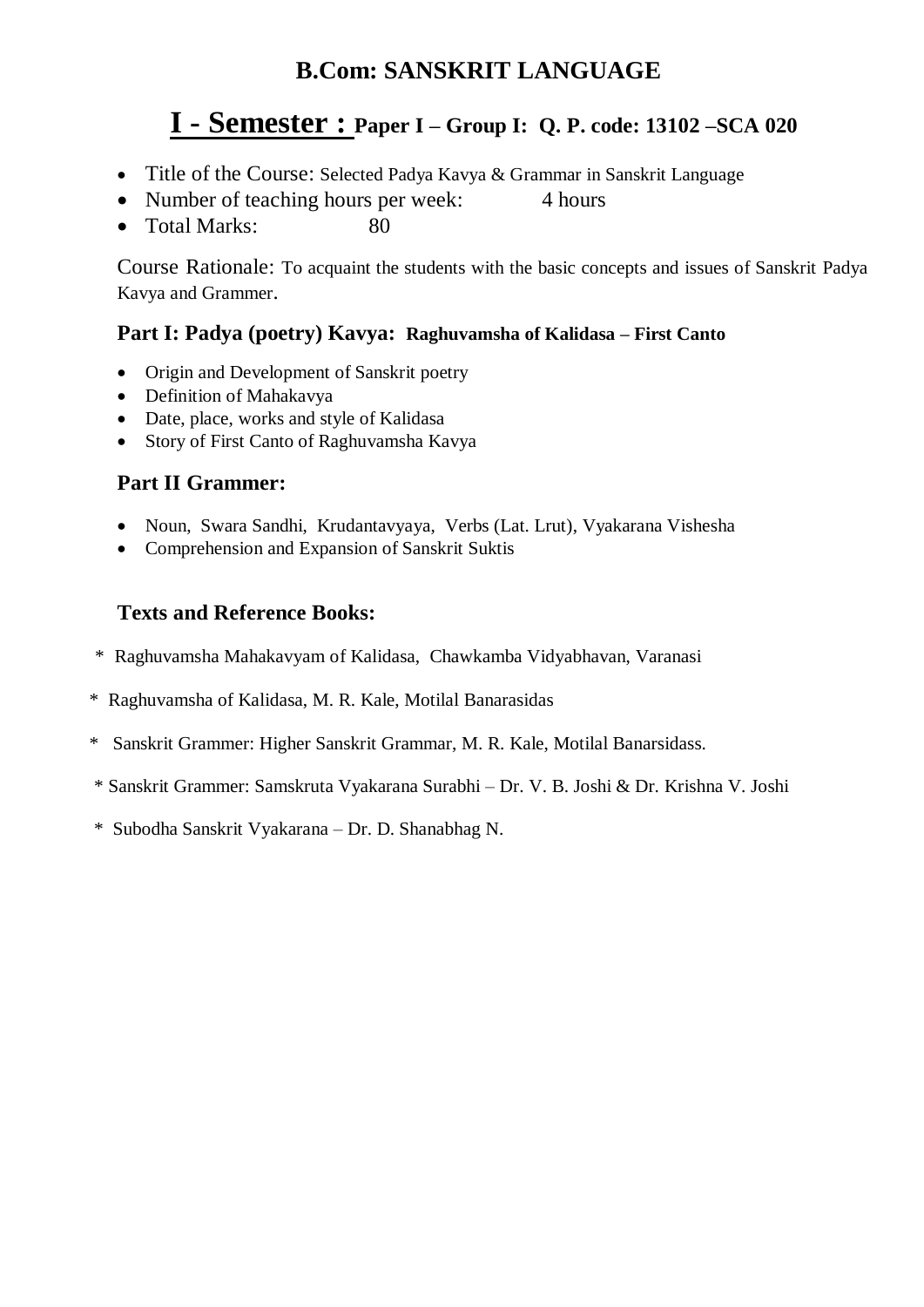# B.Com: SANSKRIT LANGUAGE

## I - Semester : Paper I – Group I: Q. P. code: 13102 –SCA 020

- Title of the Course: Selected Padya Kavya & Grammar in Sanskrit Language
- Number of teaching hours per week: 4 hours
- Total Marks: 80

Course Rationale: To acquaint the students with the basic concepts and issues of Sanskrit Padya Kavya and Grammer.

### Part I: Padya (poetry) Kavya: Raghuvamsha of Kalidasa – First Canto

- Origin and Development of Sanskrit poetry
- Definition of Mahakavya
- Date, place, works and style of Kalidasa
- Story of First Canto of Raghuvamsha Kavya

### Part II Grammer:

- Noun, Swara Sandhi, Krudantavyaya, Verbs (Lat. Lrut), Vyakarana Vishesha
- Comprehension and Expansion of Sanskrit Suktis

### Texts and Reference Books:

\* Raghuvamsha Mahakavyam of Kalidasa, Chawkamba Vidyabhavan, Varanasi

\* Raghuvamsha of Kalidasa, M. R. Kale, Motilal Banarasidas

\* Sanskrit Grammer: Higher Sanskrit Grammar, M. R. Kale, Motilal Banarsidass.

\* Sanskrit Grammer: Samskruta Vyakarana Surabhi – Dr. V. B. Joshi & Dr. Krishna V. Joshi

\* Subodha Sanskrit Vyakarana – Dr. D. Shanabhag N.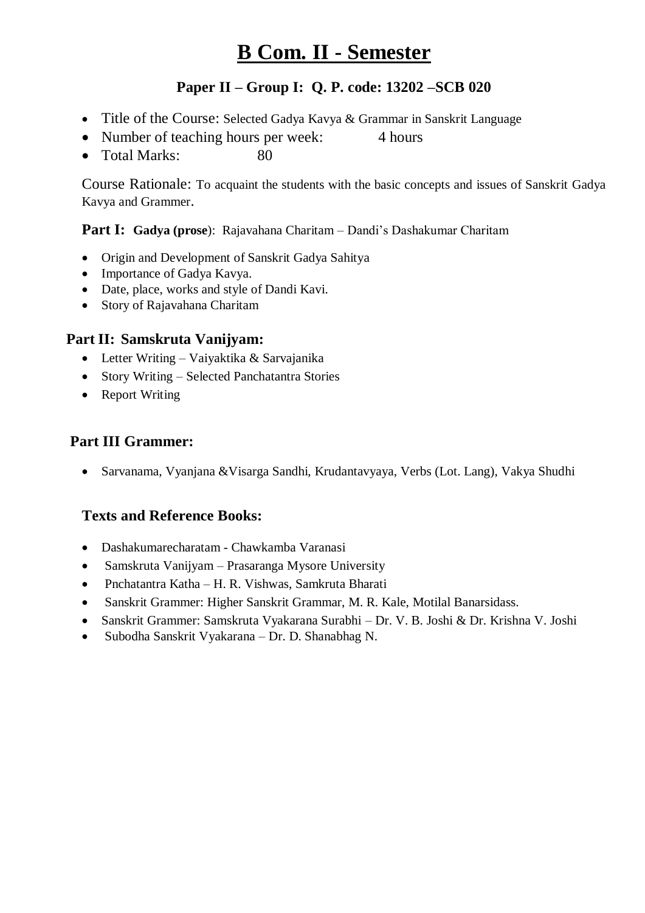# B Com. II - Semester

### Paper II – Group I: Q. P. code: 13202 –SCB 020

- Title of the Course: Selected Gadya Kavya & Grammar in Sanskrit Language
- Number of teaching hours per week: 4 hours
- Total Marks: 80

Course Rationale: To acquaint the students with the basic concepts and issues of Sanskrit Gadya Kavya and Grammer.

**Part I: Gadya (prose)**: Rajavahana Charitam – Dandi's Dashakumar Charitam

- Origin and Development of Sanskrit Gadya Sahitya
- Importance of Gadya Kavya.
- Date, place, works and style of Dandi Kavi.
- Story of Rajavahana Charitam

### Part II: Samskruta Vanijyam:

- Letter Writing – Vaiyaktika & Sarvajanika
- Story Writing – Selected Panchatantra Stories
- Report Writing

### Part III Grammer:

- Sarvanama, Vyanjana &Visarga Sandhi, Krudantavyaya, Verbs (Lot. Lang), Vakya Shudhi

### Texts and Reference Books:

- Dashakumarecharatam - Chawkamba Varanasi
- Samskruta Vanijyam – Prasaranga Mysore University
- Pnchatantra Katha – H. R. Vishwas, Samkruta Bharati
- Sanskrit Grammer: Higher Sanskrit Grammar, M. R. Kale, Motilal Banarsidass.
- Sanskrit Grammer: Samskruta Vyakarana Surabhi – Dr. V. B. Joshi & Dr. Krishna V. Joshi
- Subodha Sanskrit Vyakarana – Dr. D. Shanabhag N.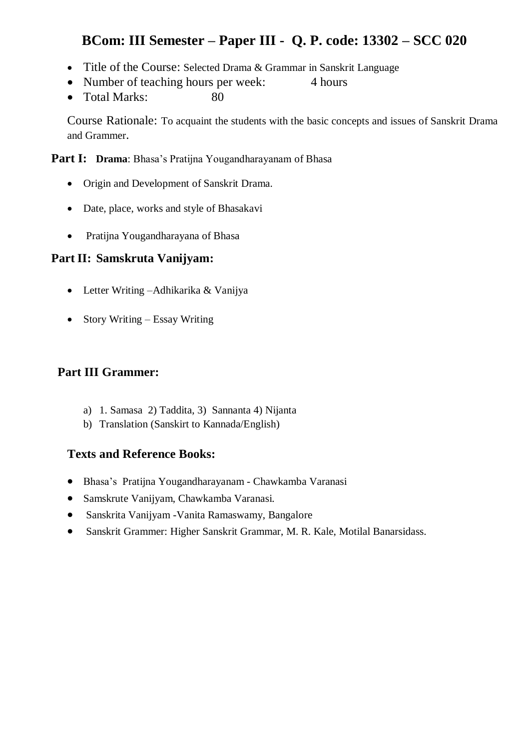# BCom: III Semester – Paper III - Q. P. code: 13302 – SCC 020

- Title of the Course: Selected Drama & Grammar in Sanskrit Language
- Number of teaching hours per week: 4 hours
- Total Marks: 80

Course Rationale: To acquaint the students with the basic concepts and issues of Sanskrit Drama and Grammer.

**Part I: Drama**: Bhasa's Pratijna Yougandharayanam of Bhasa

- Origin and Development of Sanskrit Drama.
- Date, place, works and style of Bhasakavi
- Pratijna Yougandharayana of Bhasa

## Part II: Samskruta Vanijyam:

- Letter Writing –Adhikarika & Vanijya
- Story Writing – Essay Writing

## Part III Grammer:

a) 1. Samasa 2) Taddita, 3) Sannanta 4) Nijanta
b) Translation (Sanskirt to Kannada/English)

## Texts and Reference Books:

- Bhasa's Pratijna Yougandharayanam - Chawkamba Varanasi
- Samskrute Vanijyam, Chawkamba Varanasi.
- Sanskrita Vanijyam -Vanita Ramaswamy, Bangalore
- Sanskrit Grammer: Higher Sanskrit Grammar, M. R. Kale, Motilal Banarsidass.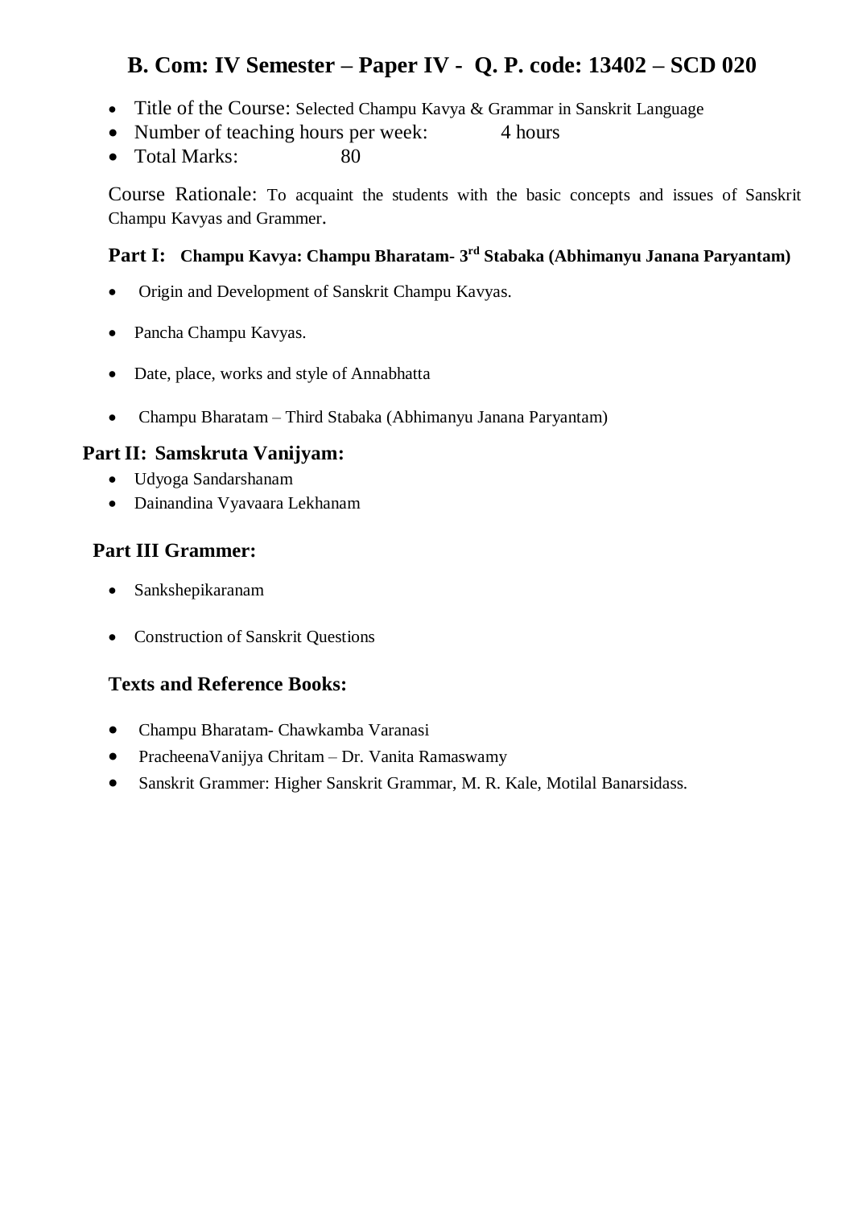## B. Com: IV Semester – Paper IV - Q. P. code: 13402 – SCD 020

- Title of the Course: Selected Champu Kavya & Grammar in Sanskrit Language
- Number of teaching hours per week: 4 hours
- Total Marks: 80

Course Rationale: To acquaint the students with the basic concepts and issues of Sanskrit Champu Kavyas and Grammer.

### Part I: Champu Kavya: Champu Bharatam- 3rd Stabaka (Abhimanyu Janana Paryantam)

- Origin and Development of Sanskrit Champu Kavyas.
- Pancha Champu Kavyas.
- Date, place, works and style of Annabhatta
- Champu Bharatam – Third Stabaka (Abhimanyu Janana Paryantam)

### Part II: Samskruta Vanijyam:

- Udyoga Sandarshanam
- Dainandina Vyavaara Lekhanam

### Part III Grammer:

- Sankshepikaranam
- Construction of Sanskrit Questions

### Texts and Reference Books:

- Champu Bharatam- Chawkamba Varanasi
- PracheenaVanijya Chritam – Dr. Vanita Ramaswamy
- Sanskrit Grammer: Higher Sanskrit Grammar, M. R. Kale, Motilal Banarsidass.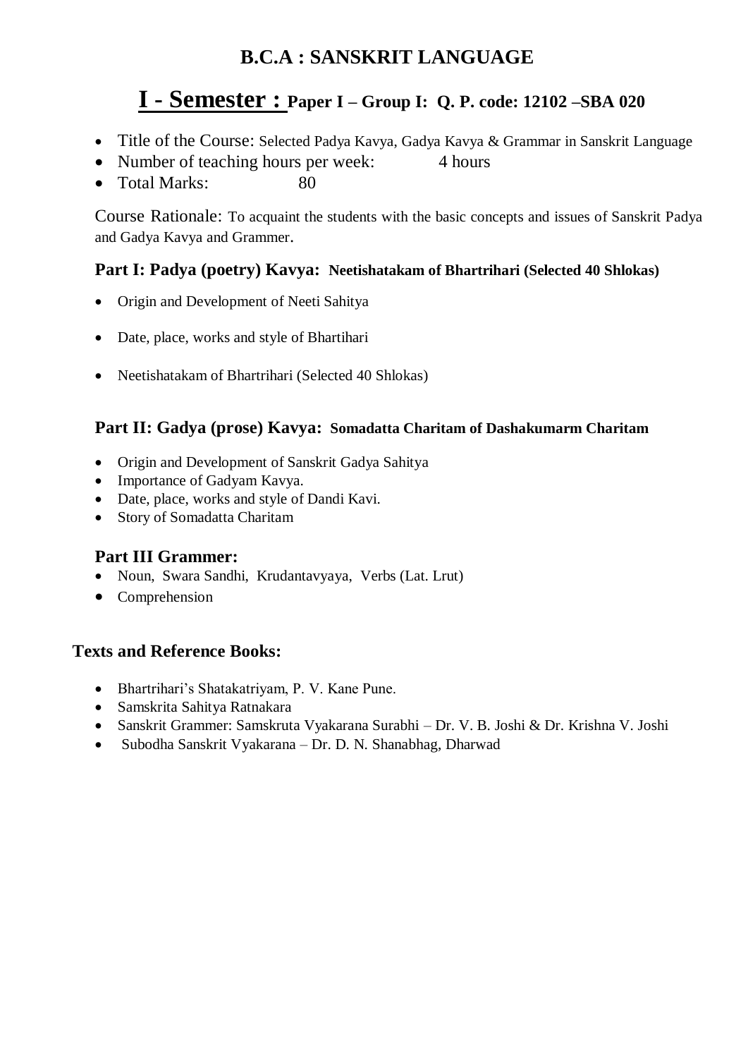# B.C.A : SANSKRIT LANGUAGE

## I - Semester : Paper I – Group I: Q. P. code: 12102 –SBA 020

- Title of the Course: Selected Padya Kavya, Gadya Kavya & Grammar in Sanskrit Language
- Number of teaching hours per week: 4 hours
- Total Marks: 80

Course Rationale: To acquaint the students with the basic concepts and issues of Sanskrit Padya and Gadya Kavya and Grammer.

### Part I: Padya (poetry) Kavya: Neetishatakam of Bhartrihari (Selected 40 Shlokas)

- Origin and Development of Neeti Sahitya
- Date, place, works and style of Bhartihari
- Neetishatakam of Bhartrihari (Selected 40 Shlokas)

### Part II: Gadya (prose) Kavya: Somadatta Charitam of Dashakumarm Charitam

- Origin and Development of Sanskrit Gadya Sahitya
- Importance of Gadyam Kavya.
- Date, place, works and style of Dandi Kavi.
- Story of Somadatta Charitam

### Part III Grammer:

- Noun, Swara Sandhi, Krudantavyaya, Verbs (Lat. Lrut)
- Comprehension

### Texts and Reference Books:

- Bhartrihari's Shatakatriyam, P. V. Kane Pune.
- Samskrita Sahitya Ratnakara
- Sanskrit Grammer: Samskruta Vyakarana Surabhi – Dr. V. B. Joshi & Dr. Krishna V. Joshi
- Subodha Sanskrit Vyakarana – Dr. D. N. Shanabhag, Dharwad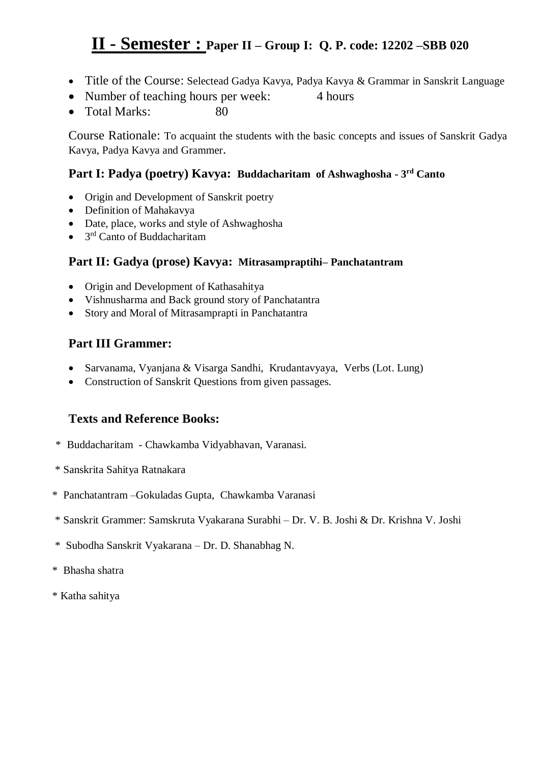# II - Semester : Paper II – Group I: Q. P. code: 12202 –SBB 020

- Title of the Course: Selectead Gadya Kavya, Padya Kavya & Grammar in Sanskrit Language
- Number of teaching hours per week: 4 hours
- Total Marks: 80

Course Rationale: To acquaint the students with the basic concepts and issues of Sanskrit Gadya Kavya, Padya Kavya and Grammer.

### Part I: Padya (poetry) Kavya: Buddacharitam of Ashwaghosha - 3rd Canto

- Origin and Development of Sanskrit poetry
- Definition of Mahakavya
- Date, place, works and style of Ashwaghosha
- 3rd Canto of Buddacharitam

### Part II: Gadya (prose) Kavya: Mitrasampraptihi– Panchatantram

- Origin and Development of Kathasahitya
- Vishnusharma and Back ground story of Panchatantra
- Story and Moral of Mitrasamprapti in Panchatantra

### Part III Grammer:

- Sarvanama, Vyanjana & Visarga Sandhi, Krudantavyaya, Verbs (Lot. Lung)
- Construction of Sanskrit Questions from given passages.

### Texts and Reference Books:

* Buddacharitam - Chawkamba Vidyabhavan, Varanasi.

* Sanskrita Sahitya Ratnakara

* Panchatantram –Gokuladas Gupta, Chawkamba Varanasi

* Sanskrit Grammer: Samskruta Vyakarana Surabhi – Dr. V. B. Joshi & Dr. Krishna V. Joshi

* Subodha Sanskrit Vyakarana – Dr. D. Shanabhag N.

* Bhasha shatra

* Katha sahitya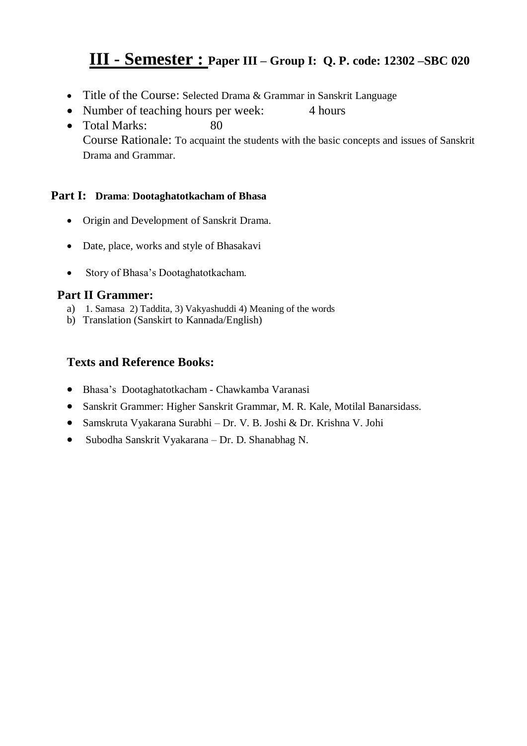# **III - Semester :** Paper III – Group I: Q. P. code: 12302 –SBC 020

- Title of the Course: Selected Drama & Grammar in Sanskrit Language
- Number of teaching hours per week: 4 hours
- Total Marks: 80

  Course Rationale: To acquaint the students with the basic concepts and issues of Sanskrit Drama and Grammar.

## Part I: Drama: Dootaghatotkacham of Bhasa

- Origin and Development of Sanskrit Drama.
- Date, place, works and style of Bhasakavi
- Story of Bhasa's Dootaghatotkacham.

## Part II Grammer:

a) 1. Samasa 2) Taddita, 3) Vakyashuddi 4) Meaning of the words

b) Translation (Sanskirt to Kannada/English)

## Texts and Reference Books:

- Bhasa's Dootaghatotkacham - Chawkamba Varanasi
- Sanskrit Grammer: Higher Sanskrit Grammar, M. R. Kale, Motilal Banarsidass.
- Samskruta Vyakarana Surabhi – Dr. V. B. Joshi & Dr. Krishna V. Johi
- Subodha Sanskrit Vyakarana – Dr. D. Shanabhag N.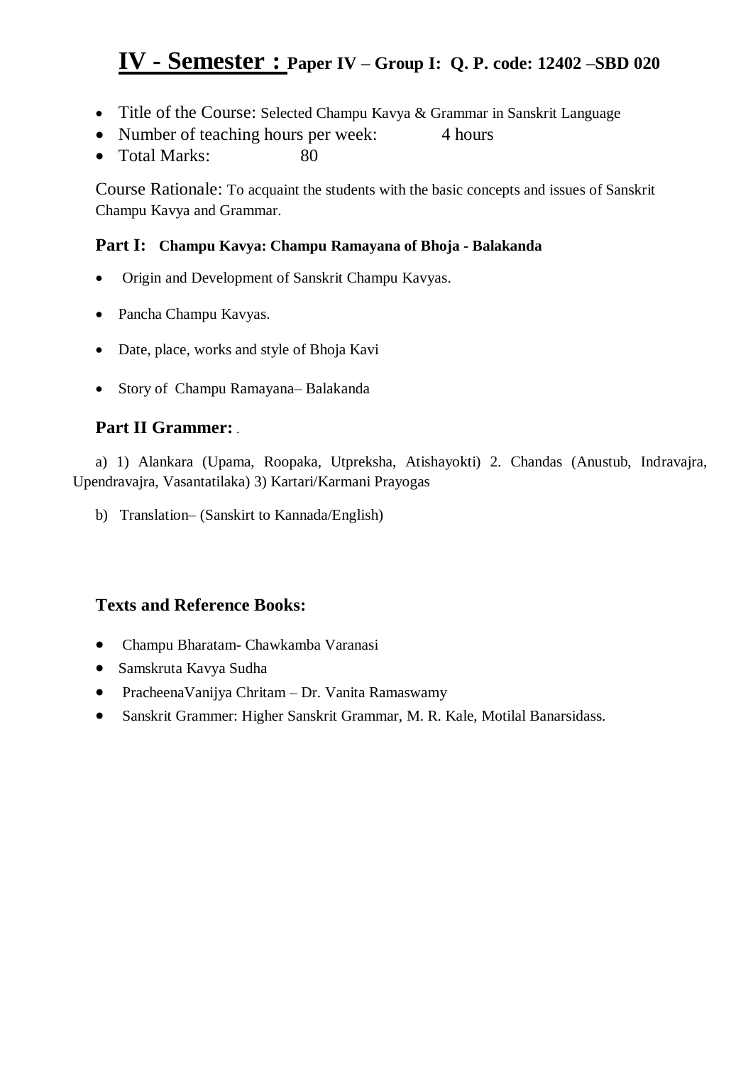# IV - Semester : Paper IV – Group I: Q. P. code: 12402 –SBD 020

- Title of the Course: Selected Champu Kavya & Grammar in Sanskrit Language
- Number of teaching hours per week: 4 hours
- Total Marks: 80

Course Rationale: To acquaint the students with the basic concepts and issues of Sanskrit Champu Kavya and Grammar.

### Part I: Champu Kavya: Champu Ramayana of Bhoja - Balakanda

- Origin and Development of Sanskrit Champu Kavyas.
- Pancha Champu Kavyas.
- Date, place, works and style of Bhoja Kavi
- Story of Champu Ramayana– Balakanda

### Part II Grammer: .

a) 1) Alankara (Upama, Roopaka, Utpreksha, Atishayokti) 2. Chandas (Anustub, Indravajra, Upendravajra, Vasantatilaka) 3) Kartari/Karmani Prayogas

b) Translation– (Sanskirt to Kannada/English)

### Texts and Reference Books:

- Champu Bharatam- Chawkamba Varanasi
- Samskruta Kavya Sudha
- PracheenaVanijya Chritam – Dr. Vanita Ramaswamy
- Sanskrit Grammer: Higher Sanskrit Grammar, M. R. Kale, Motilal Banarsidass.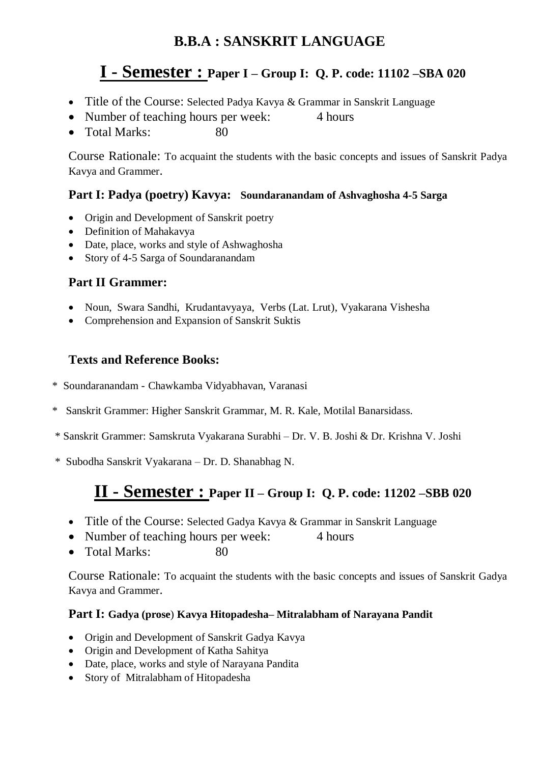# B.B.A : SANSKRIT LANGUAGE

## I - Semester : Paper I – Group I: Q. P. code: 11102 –SBA 020

- Title of the Course: Selected Padya Kavya & Grammar in Sanskrit Language
- Number of teaching hours per week: 4 hours
- Total Marks: 80

Course Rationale: To acquaint the students with the basic concepts and issues of Sanskrit Padya Kavya and Grammer.

### Part I: Padya (poetry) Kavya: Soundaranandam of Ashvaghosha 4-5 Sarga

- Origin and Development of Sanskrit poetry
- Definition of Mahakavya
- Date, place, works and style of Ashwaghosha
- Story of 4-5 Sarga of Soundaranandam

### Part II Grammer:

- Noun, Swara Sandhi, Krudantavyaya, Verbs (Lat. Lrut), Vyakarana Vishesha
- Comprehension and Expansion of Sanskrit Suktis

### Texts and Reference Books:

\* Soundaranandam - Chawkamba Vidyabhavan, Varanasi

\* Sanskrit Grammer: Higher Sanskrit Grammar, M. R. Kale, Motilal Banarsidass.

\* Sanskrit Grammer: Samskruta Vyakarana Surabhi – Dr. V. B. Joshi & Dr. Krishna V. Joshi

\* Subodha Sanskrit Vyakarana – Dr. D. Shanabhag N.

## II - Semester : Paper II – Group I: Q. P. code: 11202 –SBB 020

- Title of the Course: Selected Gadya Kavya & Grammar in Sanskrit Language
- Number of teaching hours per week: 4 hours
- Total Marks: 80

Course Rationale: To acquaint the students with the basic concepts and issues of Sanskrit Gadya Kavya and Grammer.

### Part I: Gadya (prose) Kavya Hitopadesha– Mitralabham of Narayana Pandit

- Origin and Development of Sanskrit Gadya Kavya
- Origin and Development of Katha Sahitya
- Date, place, works and style of Narayana Pandita
- Story of Mitralabham of Hitopadesha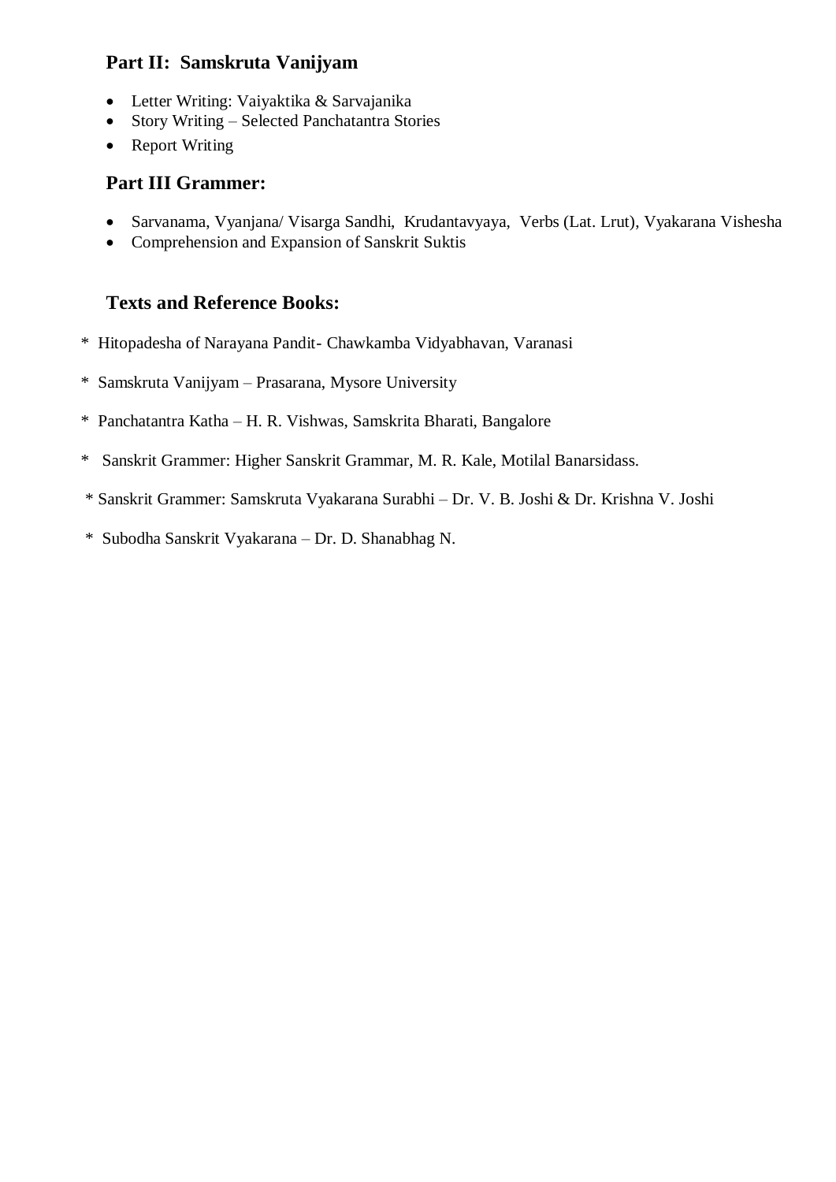### Part II: Samskruta Vanijyam

- Letter Writing: Vaiyaktika & Sarvajanika
- Story Writing – Selected Panchatantra Stories
- Report Writing

### Part III Grammer:

- Sarvanama, Vyanjana/ Visarga Sandhi, Krudantavyaya, Verbs (Lat. Lrut), Vyakarana Vishesha
- Comprehension and Expansion of Sanskrit Suktis

### Texts and Reference Books:

* Hitopadesha of Narayana Pandit- Chawkamba Vidyabhavan, Varanasi
* Samskruta Vanijyam – Prasarana, Mysore University
* Panchatantra Katha – H. R. Vishwas, Samskrita Bharati, Bangalore
* Sanskrit Grammer: Higher Sanskrit Grammar, M. R. Kale, Motilal Banarsidass.
* Sanskrit Grammer: Samskruta Vyakarana Surabhi – Dr. V. B. Joshi & Dr. Krishna V. Joshi
* Subodha Sanskrit Vyakarana – Dr. D. Shanabhag N.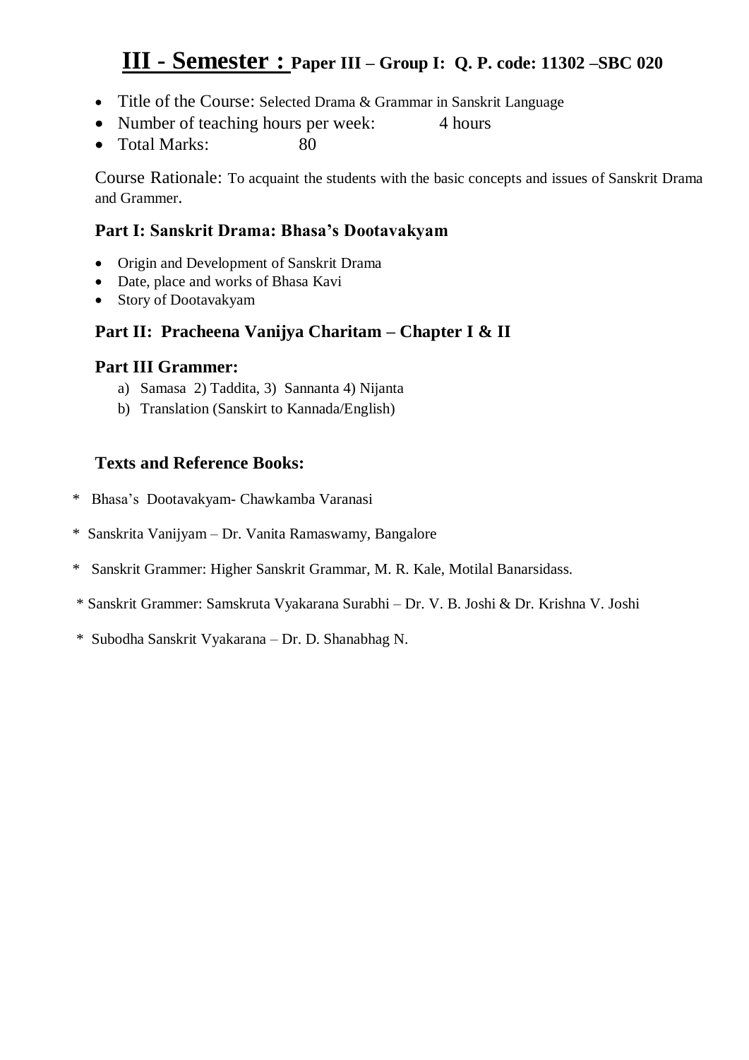# III - Semester : Paper III – Group I: Q. P. code: 11302 –SBC 020

- Title of the Course: Selected Drama & Grammar in Sanskrit Language
- Number of teaching hours per week: 4 hours
- Total Marks: 80

Course Rationale: To acquaint the students with the basic concepts and issues of Sanskrit Drama and Grammer.

### Part I: Sanskrit Drama: Bhasa's Dootavakyam

- Origin and Development of Sanskrit Drama
- Date, place and works of Bhasa Kavi
- Story of Dootavakyam

### Part II: Pracheena Vanijya Charitam – Chapter I & II

### Part III Grammer:

a) Samasa 2) Taddita, 3) Sannanta 4) Nijanta

b) Translation (Sanskirt to Kannada/English)

### Texts and Reference Books:

* Bhasa's Dootavakyam- Chawkamba Varanasi

* Sanskrita Vanijyam – Dr. Vanita Ramaswamy, Bangalore

* Sanskrit Grammer: Higher Sanskrit Grammar, M. R. Kale, Motilal Banarsidass.

* Sanskrit Grammer: Samskruta Vyakarana Surabhi – Dr. V. B. Joshi & Dr. Krishna V. Joshi

* Subodha Sanskrit Vyakarana – Dr. D. Shanabhag N.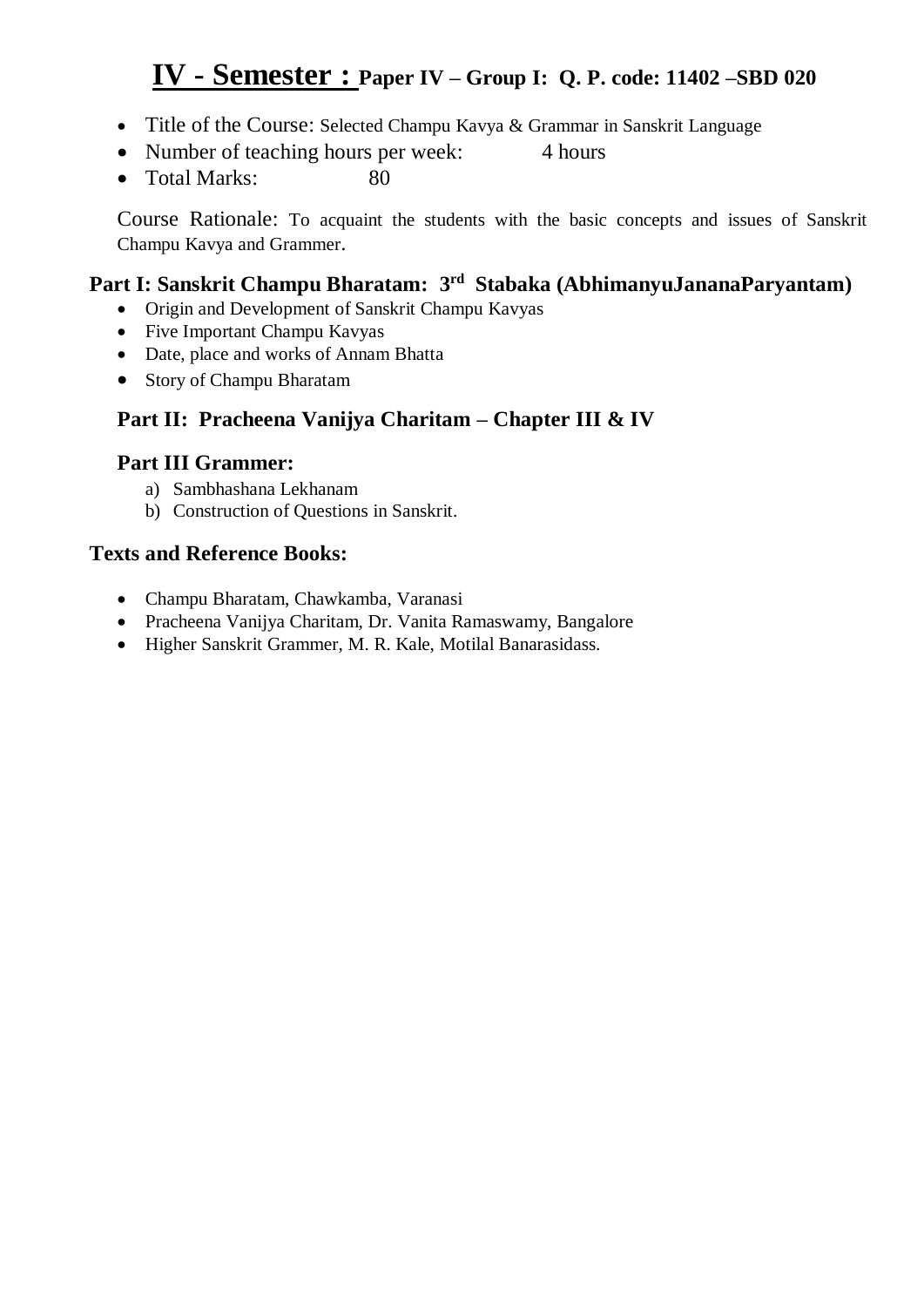# IV - Semester : Paper IV – Group I: Q. P. code: 11402 –SBD 020

- Title of the Course: Selected Champu Kavya & Grammar in Sanskrit Language
- Number of teaching hours per week: 4 hours
- Total Marks: 80

Course Rationale: To acquaint the students with the basic concepts and issues of Sanskrit Champu Kavya and Grammer.

### Part I: Sanskrit Champu Bharatam: 3rd Stabaka (AbhimanyuJananaParyantam)

- Origin and Development of Sanskrit Champu Kavyas
- Five Important Champu Kavyas
- Date, place and works of Annam Bhatta
- Story of Champu Bharatam

### Part II: Pracheena Vanijya Charitam – Chapter III & IV

### Part III Grammer:

a) Sambhashana Lekhanam
b) Construction of Questions in Sanskrit.

### Texts and Reference Books:

- Champu Bharatam, Chawkamba, Varanasi
- Pracheena Vanijya Charitam, Dr. Vanita Ramaswamy, Bangalore
- Higher Sanskrit Grammer, M. R. Kale, Motilal Banarasidass.